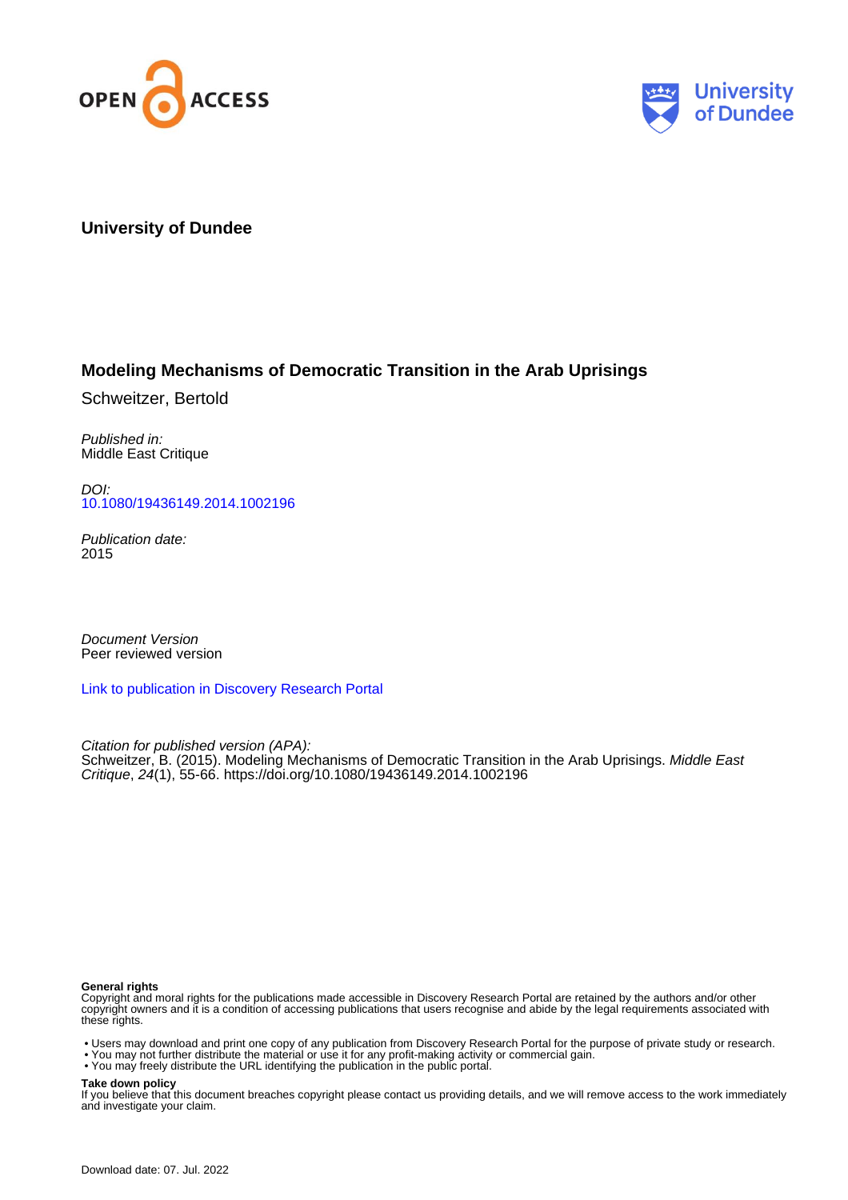OPEN ACCESS

University of Dundee

**University of Dundee**

**Modeling Mechanisms of Democratic Transition in the Arab Uprisings**

Schweitzer, Bertold

*Published in:*
Middle East Critique

*DOI:*
10.1080/19436149.2014.1002196

*Publication date:*
2015

*Document Version*
Peer reviewed version

Link to publication in Discovery Research Portal

*Citation for published version (APA):*
Schweitzer, B. (2015). Modeling Mechanisms of Democratic Transition in the Arab Uprisings. *Middle East Critique*, *24*(1), 55-66. https://doi.org/10.1080/19436149.2014.1002196

**General rights**
Copyright and moral rights for the publications made accessible in Discovery Research Portal are retained by the authors and/or other copyright owners and it is a condition of accessing publications that users recognise and abide by the legal requirements associated with these rights.

- Users may download and print one copy of any publication from Discovery Research Portal for the purpose of private study or research.
- You may not further distribute the material or use it for any profit-making activity or commercial gain.
- You may freely distribute the URL identifying the publication in the public portal.

**Take down policy**
If you believe that this document breaches copyright please contact us providing details, and we will remove access to the work immediately and investigate your claim.

Download date: 07. Jul. 2022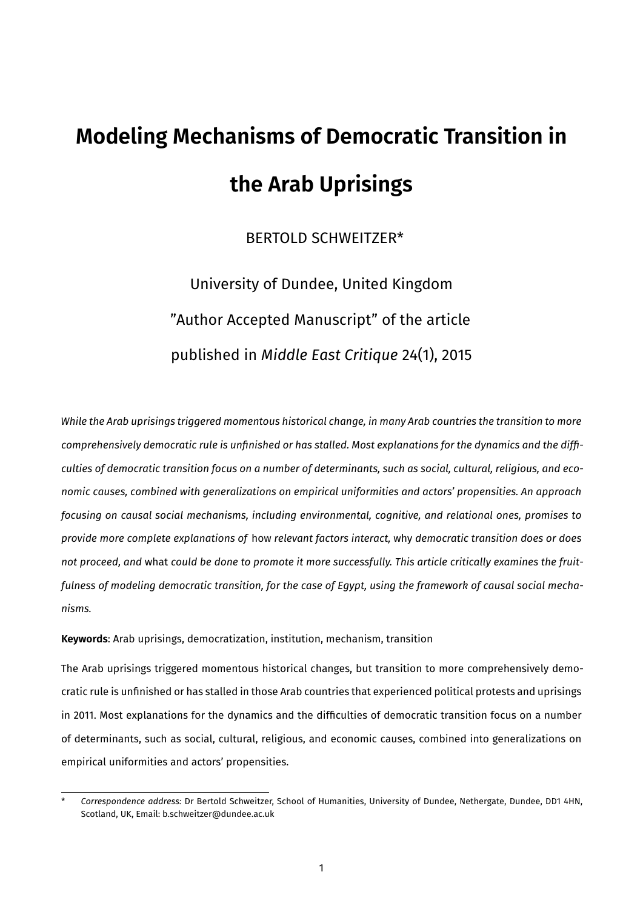# Modeling Mechanisms of Democratic Transition in the Arab Uprisings

BERTOLD SCHWEITZER*

University of Dundee, United Kingdom

"Author Accepted Manuscript" of the article

published in *Middle East Critique* 24(1), 2015

*While the Arab uprisings triggered momentous historical change, in many Arab countries the transition to more comprehensively democratic rule is unfinished or has stalled. Most explanations for the dynamics and the difficulties of democratic transition focus on a number of determinants, such as social, cultural, religious, and economic causes, combined with generalizations on empirical uniformities and actors' propensities. An approach focusing on causal social mechanisms, including environmental, cognitive, and relational ones, promises to provide more complete explanations of* how *relevant factors interact,* why *democratic transition does or does not proceed, and* what *could be done to promote it more successfully. This article critically examines the fruitfulness of modeling democratic transition, for the case of Egypt, using the framework of causal social mechanisms.*

**Keywords**: Arab uprisings, democratization, institution, mechanism, transition

The Arab uprisings triggered momentous historical changes, but transition to more comprehensively democratic rule is unfinished or has stalled in those Arab countries that experienced political protests and uprisings in 2011. Most explanations for the dynamics and the difficulties of democratic transition focus on a number of determinants, such as social, cultural, religious, and economic causes, combined into generalizations on empirical uniformities and actors' propensities.

---

\* *Correspondence address:* Dr Bertold Schweitzer, School of Humanities, University of Dundee, Nethergate, Dundee, DD1 4HN, Scotland, UK, Email: b.schweitzer@dundee.ac.uk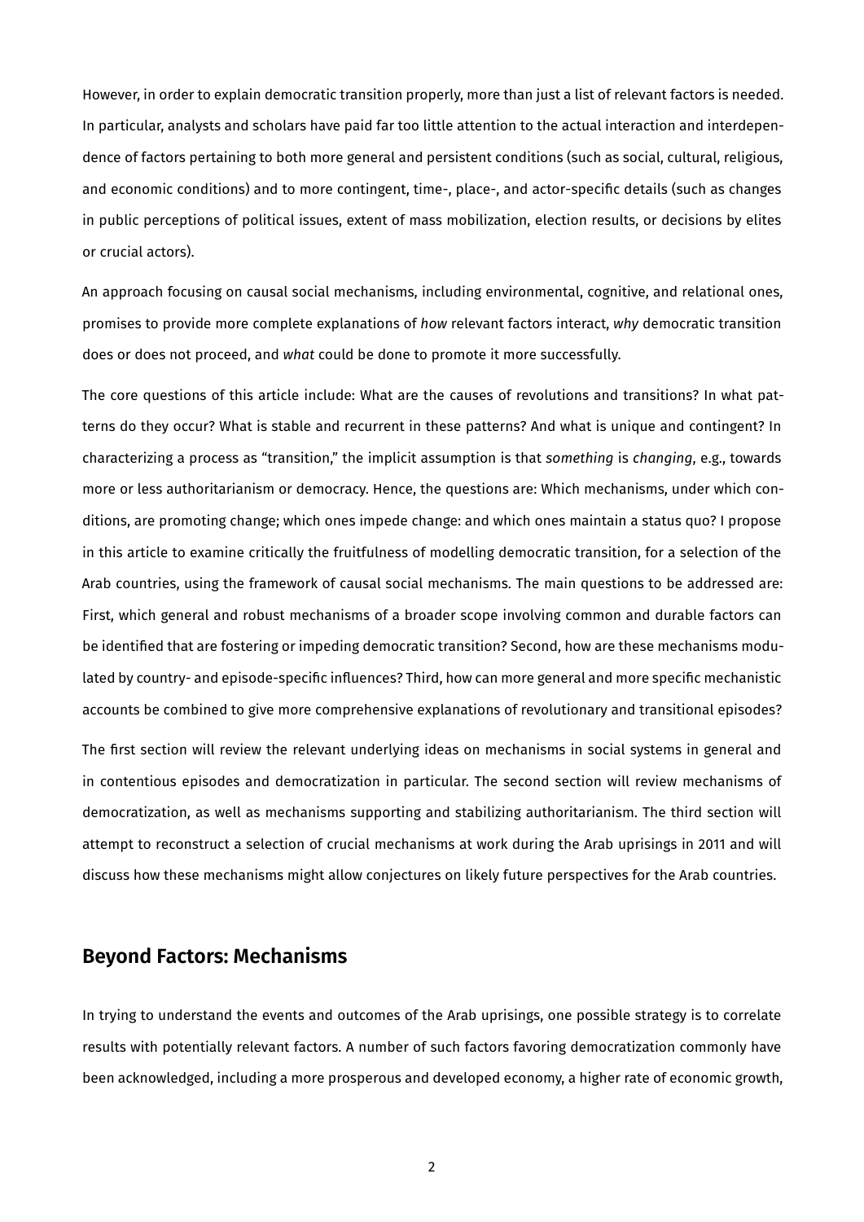However, in order to explain democratic transition properly, more than just a list of relevant factors is needed. In particular, analysts and scholars have paid far too little attention to the actual interaction and interdependence of factors pertaining to both more general and persistent conditions (such as social, cultural, religious, and economic conditions) and to more contingent, time-, place-, and actor-specific details (such as changes in public perceptions of political issues, extent of mass mobilization, election results, or decisions by elites or crucial actors).

An approach focusing on causal social mechanisms, including environmental, cognitive, and relational ones, promises to provide more complete explanations of *how* relevant factors interact, *why* democratic transition does or does not proceed, and *what* could be done to promote it more successfully.

The core questions of this article include: What are the causes of revolutions and transitions? In what patterns do they occur? What is stable and recurrent in these patterns? And what is unique and contingent? In characterizing a process as "transition," the implicit assumption is that *something* is *changing*, e.g., towards more or less authoritarianism or democracy. Hence, the questions are: Which mechanisms, under which conditions, are promoting change; which ones impede change: and which ones maintain a status quo? I propose in this article to examine critically the fruitfulness of modelling democratic transition, for a selection of the Arab countries, using the framework of causal social mechanisms. The main questions to be addressed are: First, which general and robust mechanisms of a broader scope involving common and durable factors can be identified that are fostering or impeding democratic transition? Second, how are these mechanisms modulated by country- and episode-specific influences? Third, how can more general and more specific mechanistic accounts be combined to give more comprehensive explanations of revolutionary and transitional episodes?

The first section will review the relevant underlying ideas on mechanisms in social systems in general and in contentious episodes and democratization in particular. The second section will review mechanisms of democratization, as well as mechanisms supporting and stabilizing authoritarianism. The third section will attempt to reconstruct a selection of crucial mechanisms at work during the Arab uprisings in 2011 and will discuss how these mechanisms might allow conjectures on likely future perspectives for the Arab countries.

## Beyond Factors: Mechanisms

In trying to understand the events and outcomes of the Arab uprisings, one possible strategy is to correlate results with potentially relevant factors. A number of such factors favoring democratization commonly have been acknowledged, including a more prosperous and developed economy, a higher rate of economic growth,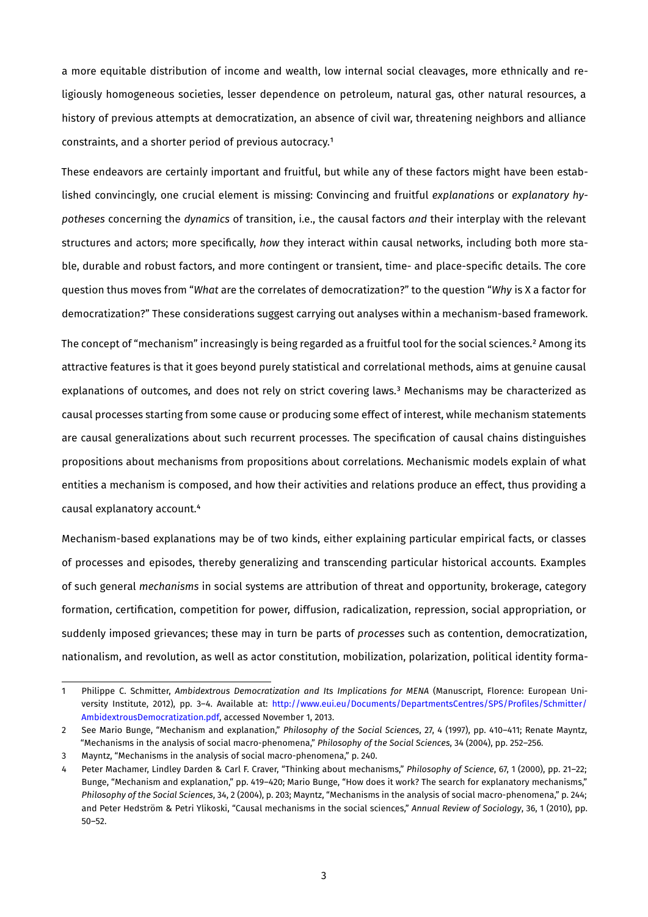a more equitable distribution of income and wealth, low internal social cleavages, more ethnically and religiously homogeneous societies, lesser dependence on petroleum, natural gas, other natural resources, a history of previous attempts at democratization, an absence of civil war, threatening neighbors and alliance constraints, and a shorter period of previous autocracy.[1]

These endeavors are certainly important and fruitful, but while any of these factors might have been established convincingly, one crucial element is missing: Convincing and fruitful *explanations* or *explanatory hypotheses* concerning the *dynamics* of transition, i.e., the causal factors *and* their interplay with the relevant structures and actors; more specifically, *how* they interact within causal networks, including both more stable, durable and robust factors, and more contingent or transient, time- and place-specific details. The core question thus moves from "*What* are the correlates of democratization?" to the question "*Why* is X a factor for democratization?" These considerations suggest carrying out analyses within a mechanism-based framework.

The concept of "mechanism" increasingly is being regarded as a fruitful tool for the social sciences.[2] Among its attractive features is that it goes beyond purely statistical and correlational methods, aims at genuine causal explanations of outcomes, and does not rely on strict covering laws.[3] Mechanisms may be characterized as causal processes starting from some cause or producing some effect of interest, while mechanism statements are causal generalizations about such recurrent processes. The specification of causal chains distinguishes propositions about mechanisms from propositions about correlations. Mechanismic models explain of what entities a mechanism is composed, and how their activities and relations produce an effect, thus providing a causal explanatory account.[4]

Mechanism-based explanations may be of two kinds, either explaining particular empirical facts, or classes of processes and episodes, thereby generalizing and transcending particular historical accounts. Examples of such general *mechanisms* in social systems are attribution of threat and opportunity, brokerage, category formation, certification, competition for power, diffusion, radicalization, repression, social appropriation, or suddenly imposed grievances; these may in turn be parts of *processes* such as contention, democratization, nationalism, and revolution, as well as actor constitution, mobilization, polarization, political identity forma-

---

1 Philippe C. Schmitter, *Ambidextrous Democratization and Its Implications for MENA* (Manuscript, Florence: European University Institute, 2012), pp. 3–4. Available at: http://www.eui.eu/Documents/DepartmentsCentres/SPS/Profiles/Schmitter/AmbidextrousDemocratization.pdf, accessed November 1, 2013.

2 See Mario Bunge, "Mechanism and explanation," *Philosophy of the Social Sciences*, 27, 4 (1997), pp. 410–411; Renate Mayntz, "Mechanisms in the analysis of social macro-phenomena," *Philosophy of the Social Sciences*, 34 (2004), pp. 252–256.

3 Mayntz, "Mechanisms in the analysis of social macro-phenomena," p. 240.

4 Peter Machamer, Lindley Darden & Carl F. Craver, "Thinking about mechanisms," *Philosophy of Science*, 67, 1 (2000), pp. 21–22; Bunge, "Mechanism and explanation," pp. 419–420; Mario Bunge, "How does it work? The search for explanatory mechanisms," *Philosophy of the Social Sciences*, 34, 2 (2004), p. 203; Mayntz, "Mechanisms in the analysis of social macro-phenomena," p. 244; and Peter Hedström & Petri Ylikoski, "Causal mechanisms in the social sciences," *Annual Review of Sociology*, 36, 1 (2010), pp. 50–52.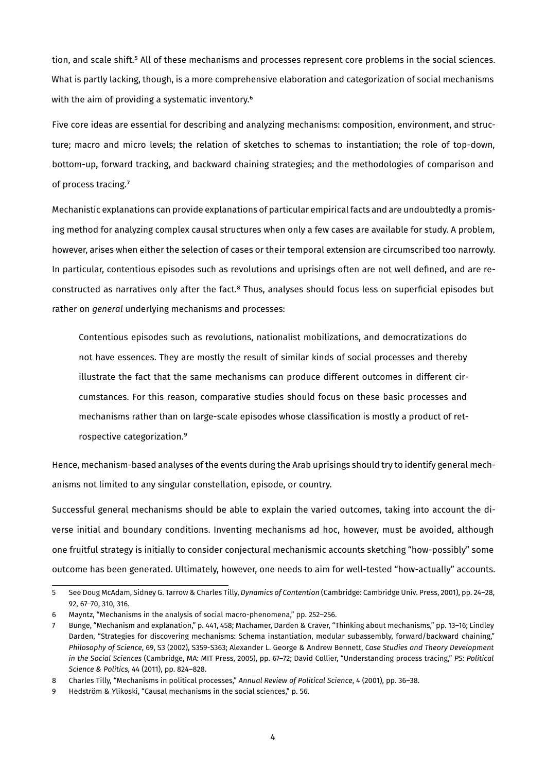tion, and scale shift.[5] All of these mechanisms and processes represent core problems in the social sciences. What is partly lacking, though, is a more comprehensive elaboration and categorization of social mechanisms with the aim of providing a systematic inventory.[6]

Five core ideas are essential for describing and analyzing mechanisms: composition, environment, and structure; macro and micro levels; the relation of sketches to schemas to instantiation; the role of top-down, bottom-up, forward tracking, and backward chaining strategies; and the methodologies of comparison and of process tracing.[7]

Mechanistic explanations can provide explanations of particular empirical facts and are undoubtedly a promising method for analyzing complex causal structures when only a few cases are available for study. A problem, however, arises when either the selection of cases or their temporal extension are circumscribed too narrowly. In particular, contentious episodes such as revolutions and uprisings often are not well defined, and are reconstructed as narratives only after the fact.[8] Thus, analyses should focus less on superficial episodes but rather on *general* underlying mechanisms and processes:

> Contentious episodes such as revolutions, nationalist mobilizations, and democratizations do not have essences. They are mostly the result of similar kinds of social processes and thereby illustrate the fact that the same mechanisms can produce different outcomes in different circumstances. For this reason, comparative studies should focus on these basic processes and mechanisms rather than on large-scale episodes whose classification is mostly a product of retrospective categorization.[9]

Hence, mechanism-based analyses of the events during the Arab uprisings should try to identify general mechanisms not limited to any singular constellation, episode, or country.

Successful general mechanisms should be able to explain the varied outcomes, taking into account the diverse initial and boundary conditions. Inventing mechanisms ad hoc, however, must be avoided, although one fruitful strategy is initially to consider conjectural mechanismic accounts sketching "how-possibly" some outcome has been generated. Ultimately, however, one needs to aim for well-tested "how-actually" accounts.

---

5 See Doug McAdam, Sidney G. Tarrow & Charles Tilly, *Dynamics of Contention* (Cambridge: Cambridge Univ. Press, 2001), pp. 24–28, 92, 67–70, 310, 316.

6 Mayntz, "Mechanisms in the analysis of social macro-phenomena," pp. 252–256.

7 Bunge, "Mechanism and explanation," p. 441, 458; Machamer, Darden & Craver, "Thinking about mechanisms," pp. 13–16; Lindley Darden, "Strategies for discovering mechanisms: Schema instantiation, modular subassembly, forward/backward chaining," *Philosophy of Science*, 69, S3 (2002), S359-S363; Alexander L. George & Andrew Bennett, *Case Studies and Theory Development in the Social Sciences* (Cambridge, MA: MIT Press, 2005), pp. 67–72; David Collier, "Understanding process tracing," *PS: Political Science & Politics*, 44 (2011), pp. 824–828.

8 Charles Tilly, "Mechanisms in political processes," *Annual Review of Political Science*, 4 (2001), pp. 36–38.

9 Hedström & Ylikoski, "Causal mechanisms in the social sciences," p. 56.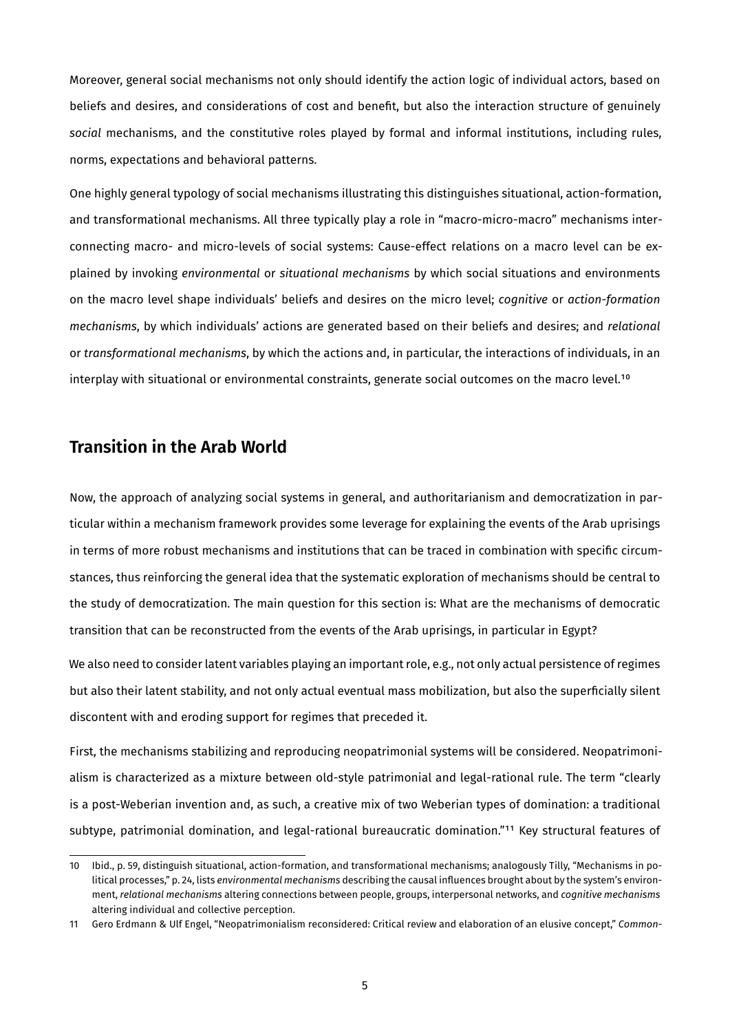Moreover, general social mechanisms not only should identify the action logic of individual actors, based on beliefs and desires, and considerations of cost and benefit, but also the interaction structure of genuinely *social* mechanisms, and the constitutive roles played by formal and informal institutions, including rules, norms, expectations and behavioral patterns.

One highly general typology of social mechanisms illustrating this distinguishes situational, action-formation, and transformational mechanisms. All three typically play a role in "macro-micro-macro" mechanisms interconnecting macro- and micro-levels of social systems: Cause-effect relations on a macro level can be explained by invoking *environmental* or *situational mechanisms* by which social situations and environments on the macro level shape individuals' beliefs and desires on the micro level; *cognitive* or *action-formation mechanisms*, by which individuals' actions are generated based on their beliefs and desires; and *relational* or *transformational mechanisms*, by which the actions and, in particular, the interactions of individuals, in an interplay with situational or environmental constraints, generate social outcomes on the macro level.[10]

## Transition in the Arab World

Now, the approach of analyzing social systems in general, and authoritarianism and democratization in particular within a mechanism framework provides some leverage for explaining the events of the Arab uprisings in terms of more robust mechanisms and institutions that can be traced in combination with specific circumstances, thus reinforcing the general idea that the systematic exploration of mechanisms should be central to the study of democratization. The main question for this section is: What are the mechanisms of democratic transition that can be reconstructed from the events of the Arab uprisings, in particular in Egypt?

We also need to consider latent variables playing an important role, e.g., not only actual persistence of regimes but also their latent stability, and not only actual eventual mass mobilization, but also the superficially silent discontent with and eroding support for regimes that preceded it.

First, the mechanisms stabilizing and reproducing neopatrimonial systems will be considered. Neopatrimonialism is characterized as a mixture between old-style patrimonial and legal-rational rule. The term "clearly is a post-Weberian invention and, as such, a creative mix of two Weberian types of domination: a traditional subtype, patrimonial domination, and legal-rational bureaucratic domination."[11] Key structural features of

---

10 Ibid., p. 59, distinguish situational, action-formation, and transformational mechanisms; analogously Tilly, "Mechanisms in political processes," p. 24, lists *environmental mechanisms* describing the causal influences brought about by the system's environment, *relational mechanisms* altering connections between people, groups, interpersonal networks, and *cognitive mechanisms* altering individual and collective perception.

11 Gero Erdmann & Ulf Engel, "Neopatrimonialism reconsidered: Critical review and elaboration of an elusive concept," *Common-*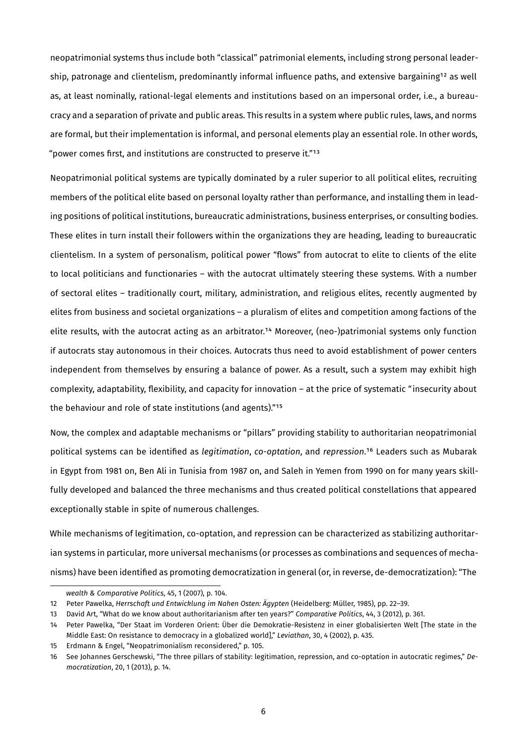neopatrimonial systems thus include both "classical" patrimonial elements, including strong personal leadership, patronage and clientelism, predominantly informal influence paths, and extensive bargaining[12] as well as, at least nominally, rational-legal elements and institutions based on an impersonal order, i.e., a bureaucracy and a separation of private and public areas. This results in a system where public rules, laws, and norms are formal, but their implementation is informal, and personal elements play an essential role. In other words, "power comes first, and institutions are constructed to preserve it."[13]

Neopatrimonial political systems are typically dominated by a ruler superior to all political elites, recruiting members of the political elite based on personal loyalty rather than performance, and installing them in leading positions of political institutions, bureaucratic administrations, business enterprises, or consulting bodies. These elites in turn install their followers within the organizations they are heading, leading to bureaucratic clientelism. In a system of personalism, political power "flows" from autocrat to elite to clients of the elite to local politicians and functionaries – with the autocrat ultimately steering these systems. With a number of sectoral elites – traditionally court, military, administration, and religious elites, recently augmented by elites from business and societal organizations – a pluralism of elites and competition among factions of the elite results, with the autocrat acting as an arbitrator.[14] Moreover, (neo-)patrimonial systems only function if autocrats stay autonomous in their choices. Autocrats thus need to avoid establishment of power centers independent from themselves by ensuring a balance of power. As a result, such a system may exhibit high complexity, adaptability, flexibility, and capacity for innovation – at the price of systematic "insecurity about the behaviour and role of state institutions (and agents)."[15]

Now, the complex and adaptable mechanisms or "pillars" providing stability to authoritarian neopatrimonial political systems can be identified as *legitimation*, *co-optation*, and *repression*.[16] Leaders such as Mubarak in Egypt from 1981 on, Ben Ali in Tunisia from 1987 on, and Saleh in Yemen from 1990 on for many years skillfully developed and balanced the three mechanisms and thus created political constellations that appeared exceptionally stable in spite of numerous challenges.

While mechanisms of legitimation, co-optation, and repression can be characterized as stabilizing authoritarian systems in particular, more universal mechanisms (or processes as combinations and sequences of mechanisms) have been identified as promoting democratization in general (or, in reverse, de-democratization): "The

---

*wealth & Comparative Politics*, 45, 1 (2007), p. 104.

12 Peter Pawelka, *Herrschaft und Entwicklung im Nahen Osten: Ägypten* (Heidelberg: Müller, 1985), pp. 22–39.

13 David Art, "What do we know about authoritarianism after ten years?" *Comparative Politics*, 44, 3 (2012), p. 361.

14 Peter Pawelka, "Der Staat im Vorderen Orient: Über die Demokratie-Resistenz in einer globalisierten Welt [The state in the Middle East: On resistance to democracy in a globalized world]," *Leviathan*, 30, 4 (2002), p. 435.

15 Erdmann & Engel, "Neopatrimonialism reconsidered," p. 105.

16 See Johannes Gerschewski, "The three pillars of stability: legitimation, repression, and co-optation in autocratic regimes," *Democratization*, 20, 1 (2013), p. 14.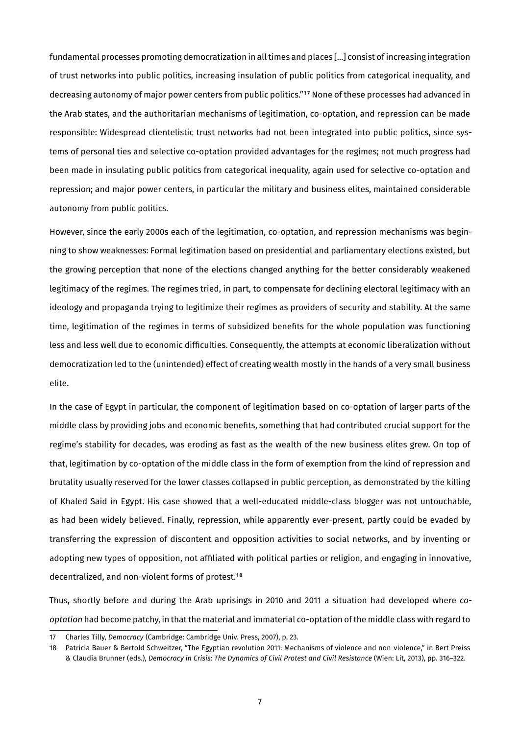fundamental processes promoting democratization in all times and places [...] consist of increasing integration of trust networks into public politics, increasing insulation of public politics from categorical inequality, and decreasing autonomy of major power centers from public politics."[17] None of these processes had advanced in the Arab states, and the authoritarian mechanisms of legitimation, co-optation, and repression can be made responsible: Widespread clientelistic trust networks had not been integrated into public politics, since systems of personal ties and selective co-optation provided advantages for the regimes; not much progress had been made in insulating public politics from categorical inequality, again used for selective co-optation and repression; and major power centers, in particular the military and business elites, maintained considerable autonomy from public politics.

However, since the early 2000s each of the legitimation, co-optation, and repression mechanisms was beginning to show weaknesses: Formal legitimation based on presidential and parliamentary elections existed, but the growing perception that none of the elections changed anything for the better considerably weakened legitimacy of the regimes. The regimes tried, in part, to compensate for declining electoral legitimacy with an ideology and propaganda trying to legitimize their regimes as providers of security and stability. At the same time, legitimation of the regimes in terms of subsidized benefits for the whole population was functioning less and less well due to economic difficulties. Consequently, the attempts at economic liberalization without democratization led to the (unintended) effect of creating wealth mostly in the hands of a very small business elite.

In the case of Egypt in particular, the component of legitimation based on co-optation of larger parts of the middle class by providing jobs and economic benefits, something that had contributed crucial support for the regime's stability for decades, was eroding as fast as the wealth of the new business elites grew. On top of that, legitimation by co-optation of the middle class in the form of exemption from the kind of repression and brutality usually reserved for the lower classes collapsed in public perception, as demonstrated by the killing of Khaled Said in Egypt. His case showed that a well-educated middle-class blogger was not untouchable, as had been widely believed. Finally, repression, while apparently ever-present, partly could be evaded by transferring the expression of discontent and opposition activities to social networks, and by inventing or adopting new types of opposition, not affiliated with political parties or religion, and engaging in innovative, decentralized, and non-violent forms of protest.[18]

Thus, shortly before and during the Arab uprisings in 2010 and 2011 a situation had developed where *co-optation* had become patchy, in that the material and immaterial co-optation of the middle class with regard to

---

17 Charles Tilly, *Democracy* (Cambridge: Cambridge Univ. Press, 2007), p. 23.

18 Patricia Bauer & Bertold Schweitzer, "The Egyptian revolution 2011: Mechanisms of violence and non-violence," in Bert Preiss & Claudia Brunner (eds.), *Democracy in Crisis: The Dynamics of Civil Protest and Civil Resistance* (Wien: Lit, 2013), pp. 316–322.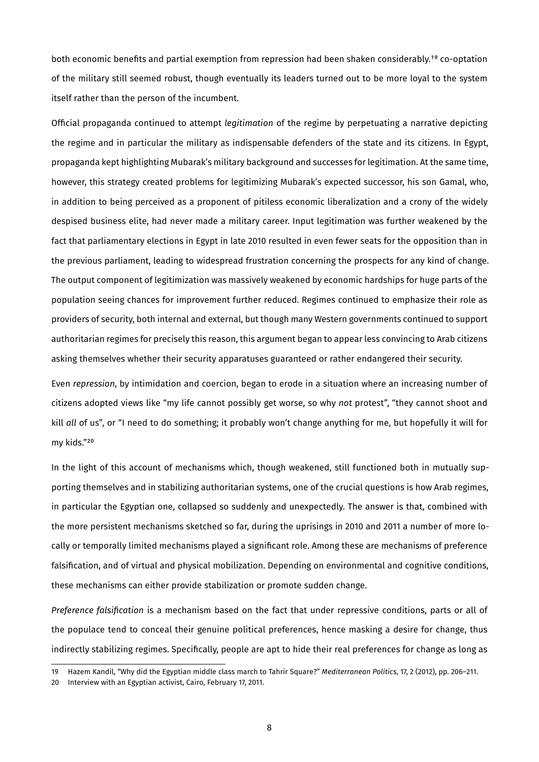both economic benefits and partial exemption from repression had been shaken considerably.[19] co-optation of the military still seemed robust, though eventually its leaders turned out to be more loyal to the system itself rather than the person of the incumbent.

Official propaganda continued to attempt *legitimation* of the regime by perpetuating a narrative depicting the regime and in particular the military as indispensable defenders of the state and its citizens. In Egypt, propaganda kept highlighting Mubarak's military background and successes for legitimation. At the same time, however, this strategy created problems for legitimizing Mubarak's expected successor, his son Gamal, who, in addition to being perceived as a proponent of pitiless economic liberalization and a crony of the widely despised business elite, had never made a military career. Input legitimation was further weakened by the fact that parliamentary elections in Egypt in late 2010 resulted in even fewer seats for the opposition than in the previous parliament, leading to widespread frustration concerning the prospects for any kind of change. The output component of legitimization was massively weakened by economic hardships for huge parts of the population seeing chances for improvement further reduced. Regimes continued to emphasize their role as providers of security, both internal and external, but though many Western governments continued to support authoritarian regimes for precisely this reason, this argument began to appear less convincing to Arab citizens asking themselves whether their security apparatuses guaranteed or rather endangered their security.

Even *repression*, by intimidation and coercion, began to erode in a situation where an increasing number of citizens adopted views like "my life cannot possibly get worse, so why *not* protest", "they cannot shoot and kill *all* of us", or "I need to do something; it probably won't change anything for me, but hopefully it will for my kids."[20]

In the light of this account of mechanisms which, though weakened, still functioned both in mutually supporting themselves and in stabilizing authoritarian systems, one of the crucial questions is how Arab regimes, in particular the Egyptian one, collapsed so suddenly and unexpectedly. The answer is that, combined with the more persistent mechanisms sketched so far, during the uprisings in 2010 and 2011 a number of more locally or temporally limited mechanisms played a significant role. Among these are mechanisms of preference falsification, and of virtual and physical mobilization. Depending on environmental and cognitive conditions, these mechanisms can either provide stabilization or promote sudden change.

*Preference falsification* is a mechanism based on the fact that under repressive conditions, parts or all of the populace tend to conceal their genuine political preferences, hence masking a desire for change, thus indirectly stabilizing regimes. Specifically, people are apt to hide their real preferences for change as long as

---

19 Hazem Kandil, "Why did the Egyptian middle class march to Tahrir Square?" *Mediterranean Politics*, 17, 2 (2012), pp. 206–211.

20 Interview with an Egyptian activist, Cairo, February 17, 2011.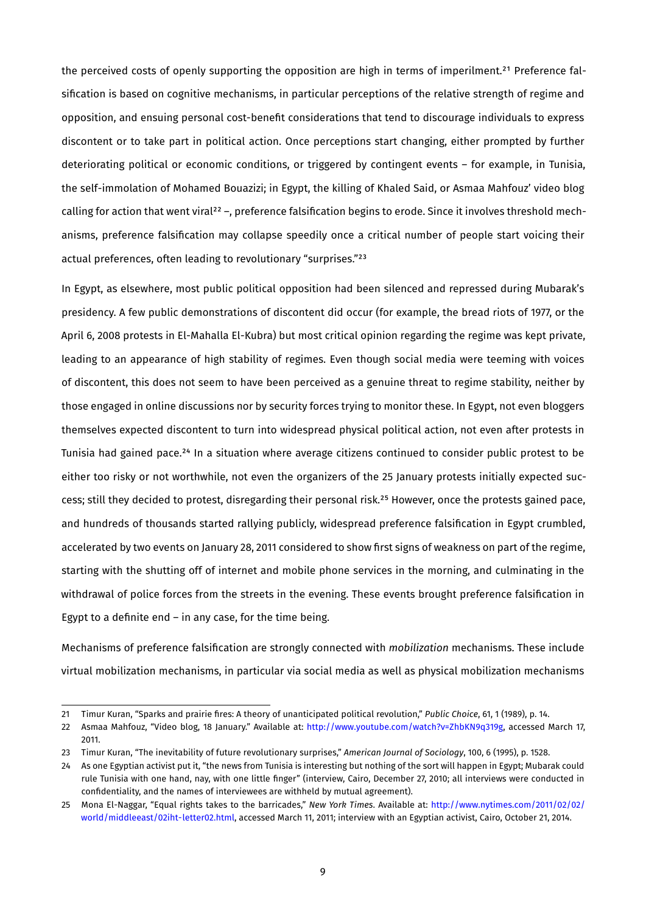the perceived costs of openly supporting the opposition are high in terms of imperilment.[21] Preference falsification is based on cognitive mechanisms, in particular perceptions of the relative strength of regime and opposition, and ensuing personal cost-benefit considerations that tend to discourage individuals to express discontent or to take part in political action. Once perceptions start changing, either prompted by further deteriorating political or economic conditions, or triggered by contingent events – for example, in Tunisia, the self-immolation of Mohamed Bouazizi; in Egypt, the killing of Khaled Said, or Asmaa Mahfouz' video blog calling for action that went viral[22] –, preference falsification begins to erode. Since it involves threshold mechanisms, preference falsification may collapse speedily once a critical number of people start voicing their actual preferences, often leading to revolutionary "surprises."[23]

In Egypt, as elsewhere, most public political opposition had been silenced and repressed during Mubarak's presidency. A few public demonstrations of discontent did occur (for example, the bread riots of 1977, or the April 6, 2008 protests in El-Mahalla El-Kubra) but most critical opinion regarding the regime was kept private, leading to an appearance of high stability of regimes. Even though social media were teeming with voices of discontent, this does not seem to have been perceived as a genuine threat to regime stability, neither by those engaged in online discussions nor by security forces trying to monitor these. In Egypt, not even bloggers themselves expected discontent to turn into widespread physical political action, not even after protests in Tunisia had gained pace.[24] In a situation where average citizens continued to consider public protest to be either too risky or not worthwhile, not even the organizers of the 25 January protests initially expected success; still they decided to protest, disregarding their personal risk.[25] However, once the protests gained pace, and hundreds of thousands started rallying publicly, widespread preference falsification in Egypt crumbled, accelerated by two events on January 28, 2011 considered to show first signs of weakness on part of the regime, starting with the shutting off of internet and mobile phone services in the morning, and culminating in the withdrawal of police forces from the streets in the evening. These events brought preference falsification in Egypt to a definite end – in any case, for the time being.

Mechanisms of preference falsification are strongly connected with *mobilization* mechanisms. These include virtual mobilization mechanisms, in particular via social media as well as physical mobilization mechanisms

---

21 Timur Kuran, "Sparks and prairie fires: A theory of unanticipated political revolution," *Public Choice*, 61, 1 (1989), p. 14.

22 Asmaa Mahfouz, "Video blog, 18 January." Available at: http://www.youtube.com/watch?v=ZhbKN9q319g, accessed March 17, 2011.

23 Timur Kuran, "The inevitability of future revolutionary surprises," *American Journal of Sociology*, 100, 6 (1995), p. 1528.

24 As one Egyptian activist put it, "the news from Tunisia is interesting but nothing of the sort will happen in Egypt; Mubarak could rule Tunisia with one hand, nay, with one little finger" (interview, Cairo, December 27, 2010; all interviews were conducted in confidentiality, and the names of interviewees are withheld by mutual agreement).

25 Mona El-Naggar, "Equal rights takes to the barricades," *New York Times*. Available at: http://www.nytimes.com/2011/02/02/world/middleeast/02iht-letter02.html, accessed March 11, 2011; interview with an Egyptian activist, Cairo, October 21, 2014.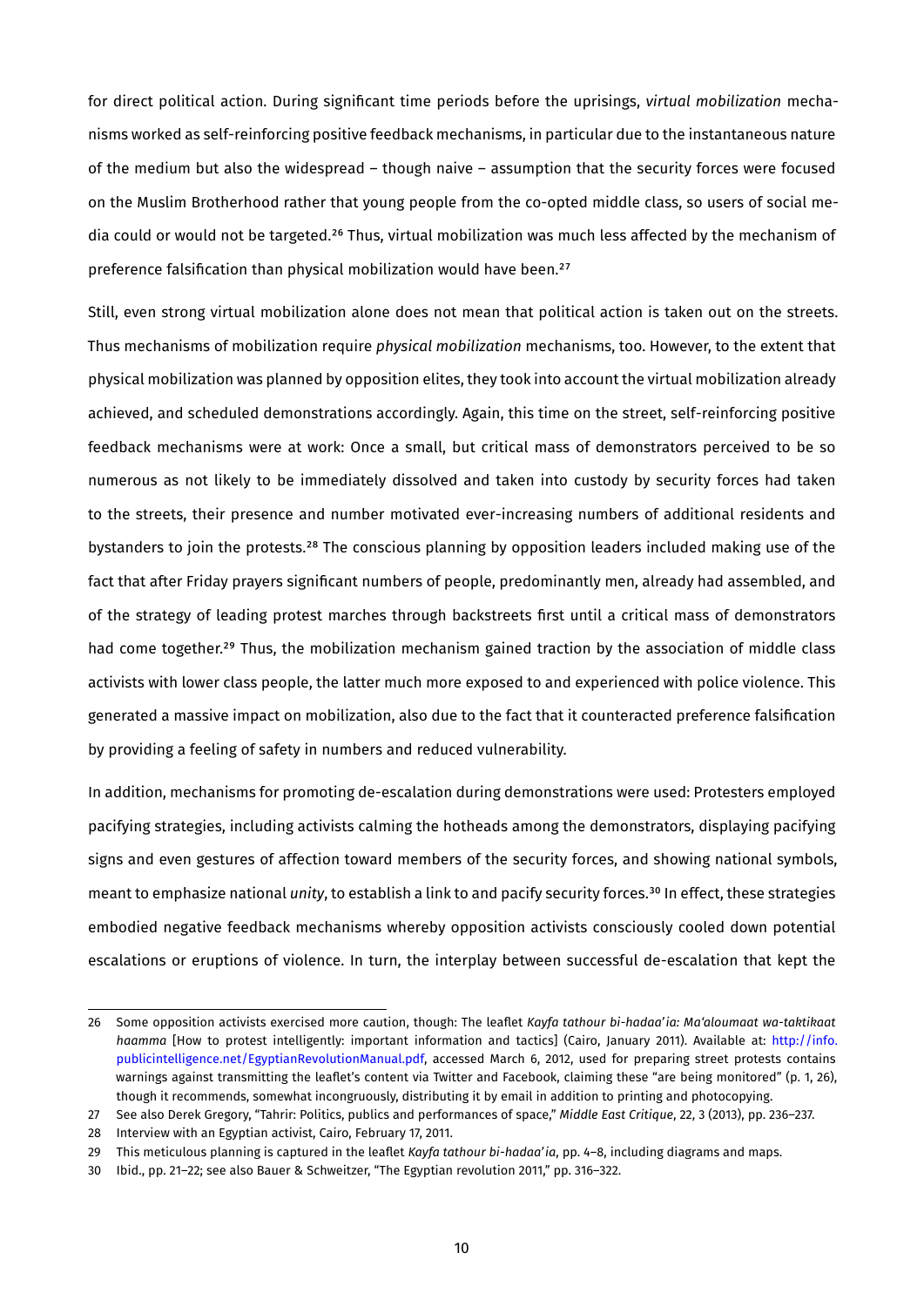for direct political action. During significant time periods before the uprisings, *virtual mobilization* mechanisms worked as self-reinforcing positive feedback mechanisms, in particular due to the instantaneous nature of the medium but also the widespread – though naive – assumption that the security forces were focused on the Muslim Brotherhood rather that young people from the co-opted middle class, so users of social media could or would not be targeted.[26] Thus, virtual mobilization was much less affected by the mechanism of preference falsification than physical mobilization would have been.[27]

Still, even strong virtual mobilization alone does not mean that political action is taken out on the streets. Thus mechanisms of mobilization require *physical mobilization* mechanisms, too. However, to the extent that physical mobilization was planned by opposition elites, they took into account the virtual mobilization already achieved, and scheduled demonstrations accordingly. Again, this time on the street, self-reinforcing positive feedback mechanisms were at work: Once a small, but critical mass of demonstrators perceived to be so numerous as not likely to be immediately dissolved and taken into custody by security forces had taken to the streets, their presence and number motivated ever-increasing numbers of additional residents and bystanders to join the protests.[28] The conscious planning by opposition leaders included making use of the fact that after Friday prayers significant numbers of people, predominantly men, already had assembled, and of the strategy of leading protest marches through backstreets first until a critical mass of demonstrators had come together.[29] Thus, the mobilization mechanism gained traction by the association of middle class activists with lower class people, the latter much more exposed to and experienced with police violence. This generated a massive impact on mobilization, also due to the fact that it counteracted preference falsification by providing a feeling of safety in numbers and reduced vulnerability.

In addition, mechanisms for promoting de-escalation during demonstrations were used: Protesters employed pacifying strategies, including activists calming the hotheads among the demonstrators, displaying pacifying signs and even gestures of affection toward members of the security forces, and showing national symbols, meant to emphasize national *unity*, to establish a link to and pacify security forces.[30] In effect, these strategies embodied negative feedback mechanisms whereby opposition activists consciously cooled down potential escalations or eruptions of violence. In turn, the interplay between successful de-escalation that kept the

---

26 Some opposition activists exercised more caution, though: The leaflet *Kayfa tathour bi-hadaa'ia: Ma'aloumaat wa-taktikaat haamma* [How to protest intelligently: important information and tactics] (Cairo, January 2011). Available at: http://info.publicintelligence.net/EgyptianRevolutionManual.pdf, accessed March 6, 2012, used for preparing street protests contains warnings against transmitting the leaflet's content via Twitter and Facebook, claiming these "are being monitored" (p. 1, 26), though it recommends, somewhat incongruously, distributing it by email in addition to printing and photocopying.

27 See also Derek Gregory, "Tahrir: Politics, publics and performances of space," *Middle East Critique*, 22, 3 (2013), pp. 236–237.

28 Interview with an Egyptian activist, Cairo, February 17, 2011.

29 This meticulous planning is captured in the leaflet *Kayfa tathour bi-hadaa'ia*, pp. 4–8, including diagrams and maps.

30 Ibid., pp. 21–22; see also Bauer & Schweitzer, "The Egyptian revolution 2011," pp. 316–322.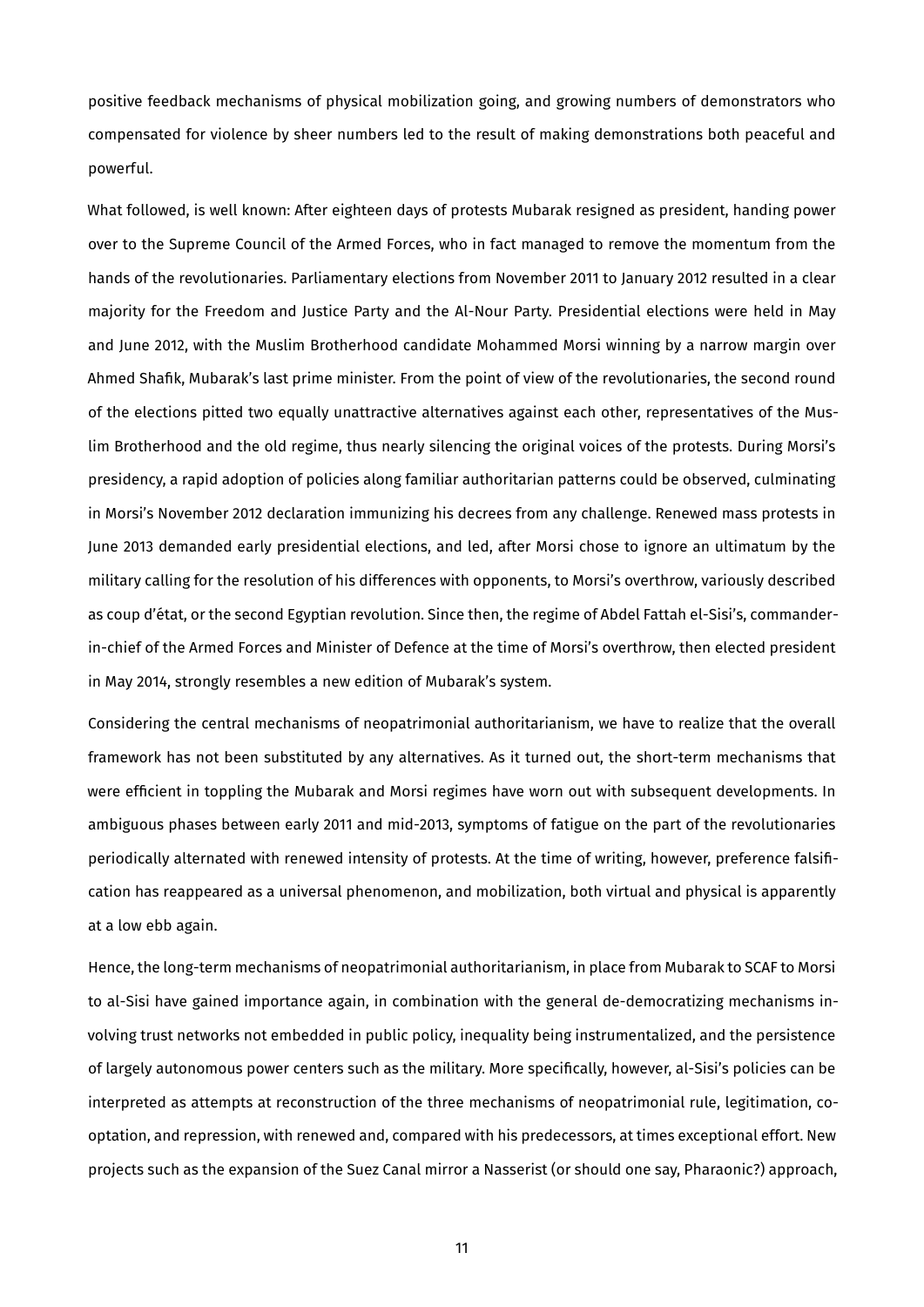positive feedback mechanisms of physical mobilization going, and growing numbers of demonstrators who compensated for violence by sheer numbers led to the result of making demonstrations both peaceful and powerful.

What followed, is well known: After eighteen days of protests Mubarak resigned as president, handing power over to the Supreme Council of the Armed Forces, who in fact managed to remove the momentum from the hands of the revolutionaries. Parliamentary elections from November 2011 to January 2012 resulted in a clear majority for the Freedom and Justice Party and the Al-Nour Party. Presidential elections were held in May and June 2012, with the Muslim Brotherhood candidate Mohammed Morsi winning by a narrow margin over Ahmed Shafik, Mubarak's last prime minister. From the point of view of the revolutionaries, the second round of the elections pitted two equally unattractive alternatives against each other, representatives of the Muslim Brotherhood and the old regime, thus nearly silencing the original voices of the protests. During Morsi's presidency, a rapid adoption of policies along familiar authoritarian patterns could be observed, culminating in Morsi's November 2012 declaration immunizing his decrees from any challenge. Renewed mass protests in June 2013 demanded early presidential elections, and led, after Morsi chose to ignore an ultimatum by the military calling for the resolution of his differences with opponents, to Morsi's overthrow, variously described as coup d'état, or the second Egyptian revolution. Since then, the regime of Abdel Fattah el-Sisi's, commander-in-chief of the Armed Forces and Minister of Defence at the time of Morsi's overthrow, then elected president in May 2014, strongly resembles a new edition of Mubarak's system.

Considering the central mechanisms of neopatrimonial authoritarianism, we have to realize that the overall framework has not been substituted by any alternatives. As it turned out, the short-term mechanisms that were efficient in toppling the Mubarak and Morsi regimes have worn out with subsequent developments. In ambiguous phases between early 2011 and mid-2013, symptoms of fatigue on the part of the revolutionaries periodically alternated with renewed intensity of protests. At the time of writing, however, preference falsification has reappeared as a universal phenomenon, and mobilization, both virtual and physical is apparently at a low ebb again.

Hence, the long-term mechanisms of neopatrimonial authoritarianism, in place from Mubarak to SCAF to Morsi to al-Sisi have gained importance again, in combination with the general de-democratizing mechanisms involving trust networks not embedded in public policy, inequality being instrumentalized, and the persistence of largely autonomous power centers such as the military. More specifically, however, al-Sisi's policies can be interpreted as attempts at reconstruction of the three mechanisms of neopatrimonial rule, legitimation, co-optation, and repression, with renewed and, compared with his predecessors, at times exceptional effort. New projects such as the expansion of the Suez Canal mirror a Nasserist (or should one say, Pharaonic?) approach,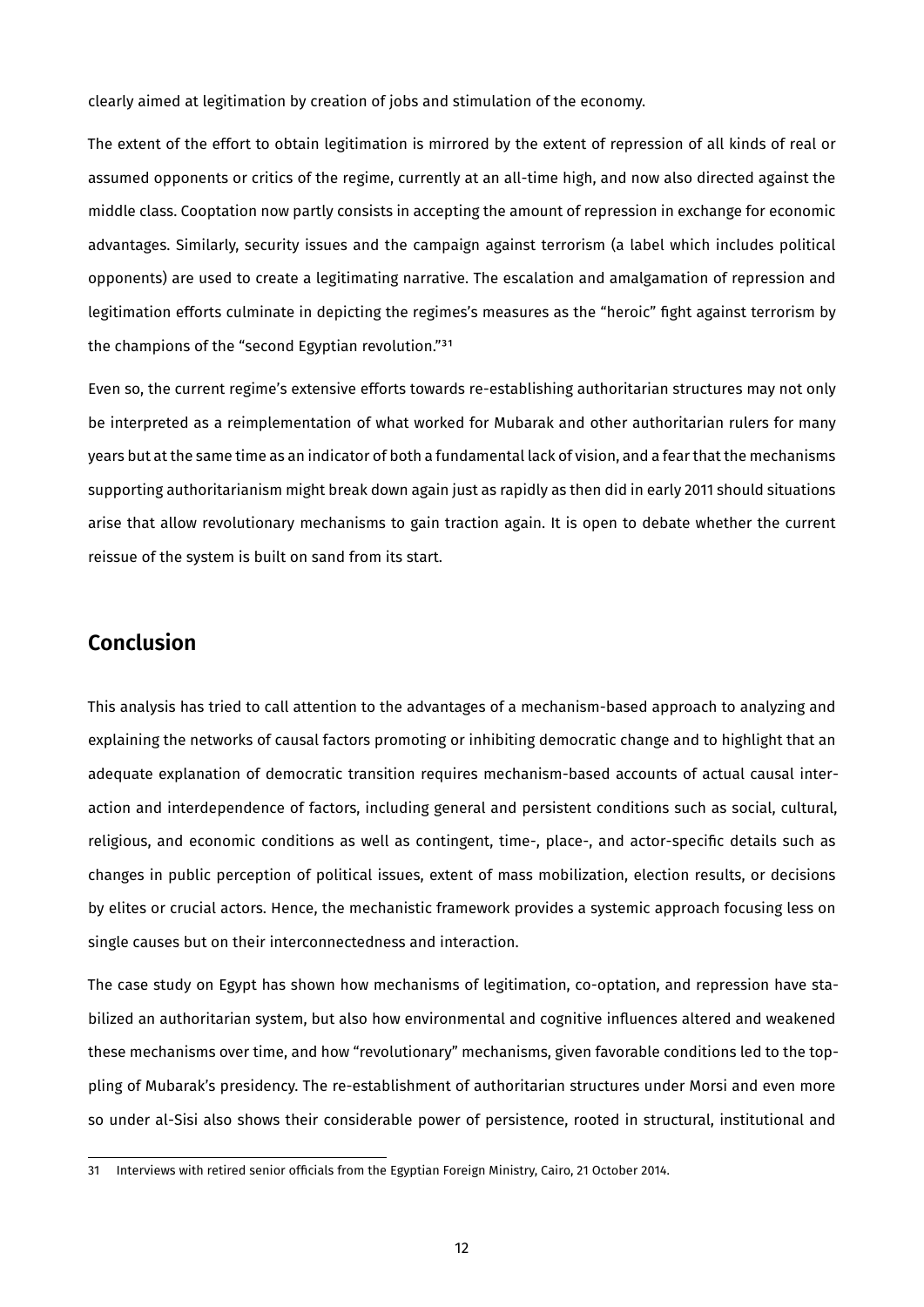clearly aimed at legitimation by creation of jobs and stimulation of the economy.

The extent of the effort to obtain legitimation is mirrored by the extent of repression of all kinds of real or assumed opponents or critics of the regime, currently at an all-time high, and now also directed against the middle class. Cooptation now partly consists in accepting the amount of repression in exchange for economic advantages. Similarly, security issues and the campaign against terrorism (a label which includes political opponents) are used to create a legitimating narrative. The escalation and amalgamation of repression and legitimation efforts culminate in depicting the regimes's measures as the "heroic" fight against terrorism by the champions of the "second Egyptian revolution."[31]

Even so, the current regime's extensive efforts towards re-establishing authoritarian structures may not only be interpreted as a reimplementation of what worked for Mubarak and other authoritarian rulers for many years but at the same time as an indicator of both a fundamental lack of vision, and a fear that the mechanisms supporting authoritarianism might break down again just as rapidly as then did in early 2011 should situations arise that allow revolutionary mechanisms to gain traction again. It is open to debate whether the current reissue of the system is built on sand from its start.

## Conclusion

This analysis has tried to call attention to the advantages of a mechanism-based approach to analyzing and explaining the networks of causal factors promoting or inhibiting democratic change and to highlight that an adequate explanation of democratic transition requires mechanism-based accounts of actual causal interaction and interdependence of factors, including general and persistent conditions such as social, cultural, religious, and economic conditions as well as contingent, time-, place-, and actor-specific details such as changes in public perception of political issues, extent of mass mobilization, election results, or decisions by elites or crucial actors. Hence, the mechanistic framework provides a systemic approach focusing less on single causes but on their interconnectedness and interaction.

The case study on Egypt has shown how mechanisms of legitimation, co-optation, and repression have stabilized an authoritarian system, but also how environmental and cognitive influences altered and weakened these mechanisms over time, and how "revolutionary" mechanisms, given favorable conditions led to the toppling of Mubarak's presidency. The re-establishment of authoritarian structures under Morsi and even more so under al-Sisi also shows their considerable power of persistence, rooted in structural, institutional and

31 Interviews with retired senior officials from the Egyptian Foreign Ministry, Cairo, 21 October 2014.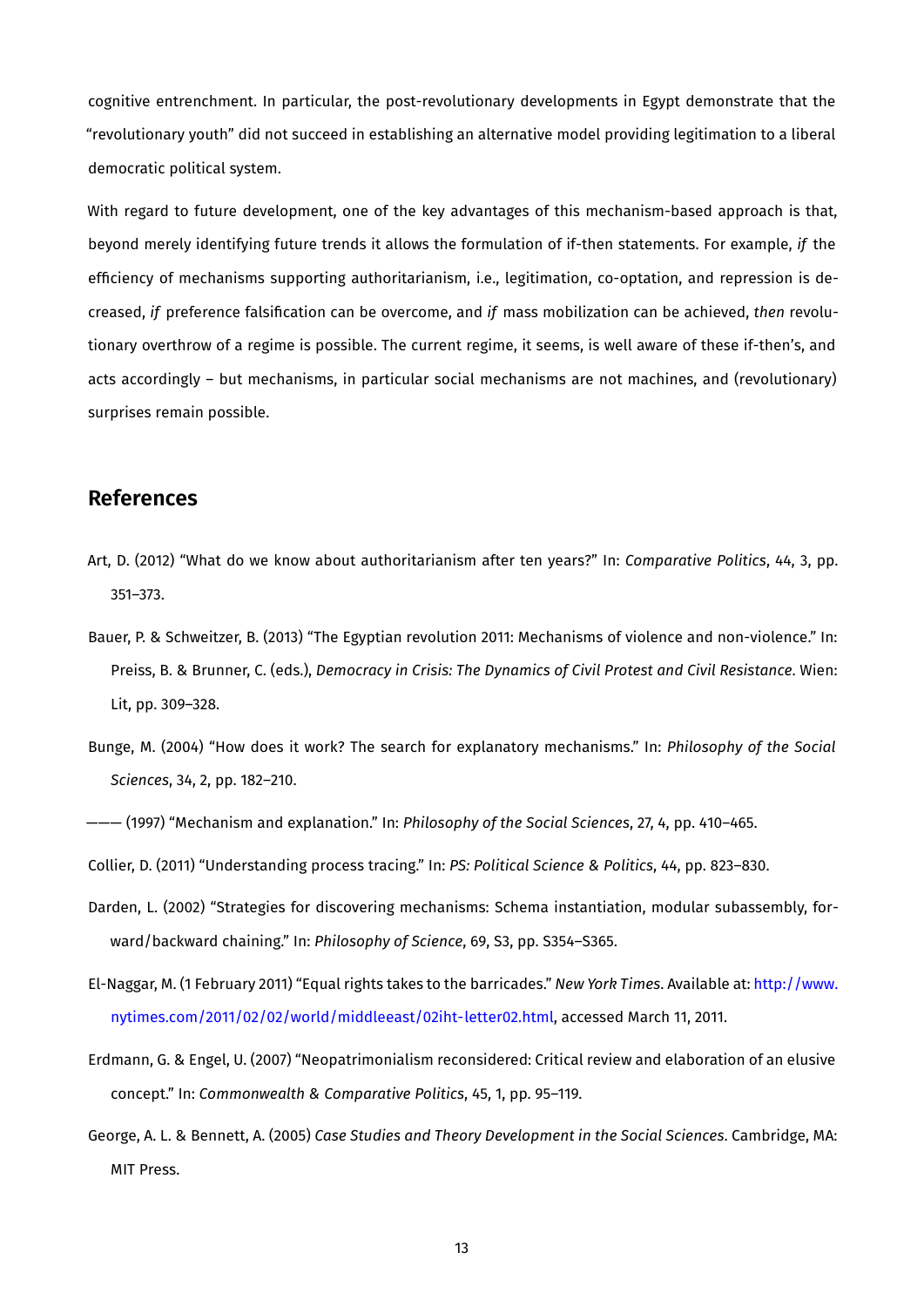cognitive entrenchment. In particular, the post-revolutionary developments in Egypt demonstrate that the "revolutionary youth" did not succeed in establishing an alternative model providing legitimation to a liberal democratic political system.

With regard to future development, one of the key advantages of this mechanism-based approach is that, beyond merely identifying future trends it allows the formulation of if-then statements. For example, *if* the efficiency of mechanisms supporting authoritarianism, i.e., legitimation, co-optation, and repression is decreased, *if* preference falsification can be overcome, and *if* mass mobilization can be achieved, *then* revolutionary overthrow of a regime is possible. The current regime, it seems, is well aware of these if-then's, and acts accordingly – but mechanisms, in particular social mechanisms are not machines, and (revolutionary) surprises remain possible.

## References

Art, D. (2012) "What do we know about authoritarianism after ten years?" In: *Comparative Politics*, 44, 3, pp. 351–373.

Bauer, P. & Schweitzer, B. (2013) "The Egyptian revolution 2011: Mechanisms of violence and non-violence." In: Preiss, B. & Brunner, C. (eds.), *Democracy in Crisis: The Dynamics of Civil Protest and Civil Resistance*. Wien: Lit, pp. 309–328.

Bunge, M. (2004) "How does it work? The search for explanatory mechanisms." In: *Philosophy of the Social Sciences*, 34, 2, pp. 182–210.

——— (1997) "Mechanism and explanation." In: *Philosophy of the Social Sciences*, 27, 4, pp. 410–465.

Collier, D. (2011) "Understanding process tracing." In: *PS: Political Science & Politics*, 44, pp. 823–830.

Darden, L. (2002) "Strategies for discovering mechanisms: Schema instantiation, modular subassembly, forward/backward chaining." In: *Philosophy of Science*, 69, S3, pp. S354–S365.

El-Naggar, M. (1 February 2011) "Equal rights takes to the barricades." *New York Times*. Available at: http://www.nytimes.com/2011/02/02/world/middleeast/02iht-letter02.html, accessed March 11, 2011.

Erdmann, G. & Engel, U. (2007) "Neopatrimonialism reconsidered: Critical review and elaboration of an elusive concept." In: *Commonwealth & Comparative Politics*, 45, 1, pp. 95–119.

George, A. L. & Bennett, A. (2005) *Case Studies and Theory Development in the Social Sciences*. Cambridge, MA: MIT Press.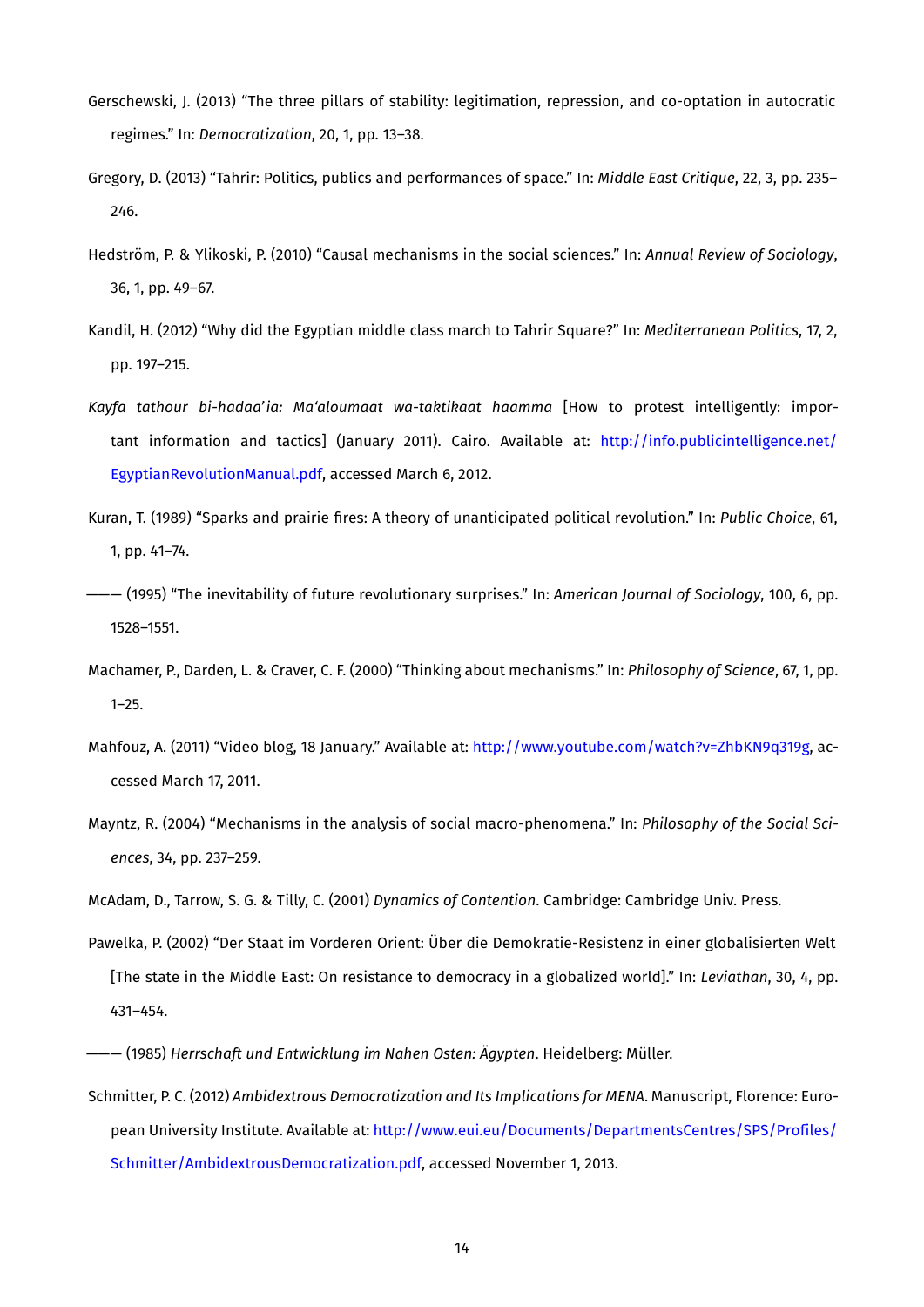Gerschewski, J. (2013) “The three pillars of stability: legitimation, repression, and co-optation in autocratic regimes.” In: *Democratization*, 20, 1, pp. 13–38.

Gregory, D. (2013) “Tahrir: Politics, publics and performances of space.” In: *Middle East Critique*, 22, 3, pp. 235–246.

Hedström, P. & Ylikoski, P. (2010) “Causal mechanisms in the social sciences.” In: *Annual Review of Sociology*, 36, 1, pp. 49–67.

Kandil, H. (2012) “Why did the Egyptian middle class march to Tahrir Square?” In: *Mediterranean Politics*, 17, 2, pp. 197–215.

*Kayfa tathour bi-hadaa'ia: Ma'aloumaat wa-taktikaat haamma* [How to protest intelligently: important information and tactics] (January 2011). Cairo. Available at: http://info.publicintelligence.net/EgyptianRevolutionManual.pdf, accessed March 6, 2012.

Kuran, T. (1989) “Sparks and prairie fires: A theory of unanticipated political revolution.” In: *Public Choice*, 61, 1, pp. 41–74.

——— (1995) “The inevitability of future revolutionary surprises.” In: *American Journal of Sociology*, 100, 6, pp. 1528–1551.

Machamer, P., Darden, L. & Craver, C. F. (2000) “Thinking about mechanisms.” In: *Philosophy of Science*, 67, 1, pp. 1–25.

Mahfouz, A. (2011) “Video blog, 18 January.” Available at: http://www.youtube.com/watch?v=ZhbKN9q319g, accessed March 17, 2011.

Mayntz, R. (2004) “Mechanisms in the analysis of social macro-phenomena.” In: *Philosophy of the Social Sciences*, 34, pp. 237–259.

McAdam, D., Tarrow, S. G. & Tilly, C. (2001) *Dynamics of Contention*. Cambridge: Cambridge Univ. Press.

Pawelka, P. (2002) “Der Staat im Vorderen Orient: Über die Demokratie-Resistenz in einer globalisierten Welt [The state in the Middle East: On resistance to democracy in a globalized world].” In: *Leviathan*, 30, 4, pp. 431–454.

——— (1985) *Herrschaft und Entwicklung im Nahen Osten: Ägypten*. Heidelberg: Müller.

Schmitter, P. C. (2012) *Ambidextrous Democratization and Its Implications for MENA*. Manuscript, Florence: European University Institute. Available at: http://www.eui.eu/Documents/DepartmentsCentres/SPS/Profiles/Schmitter/AmbidextrousDemocratization.pdf, accessed November 1, 2013.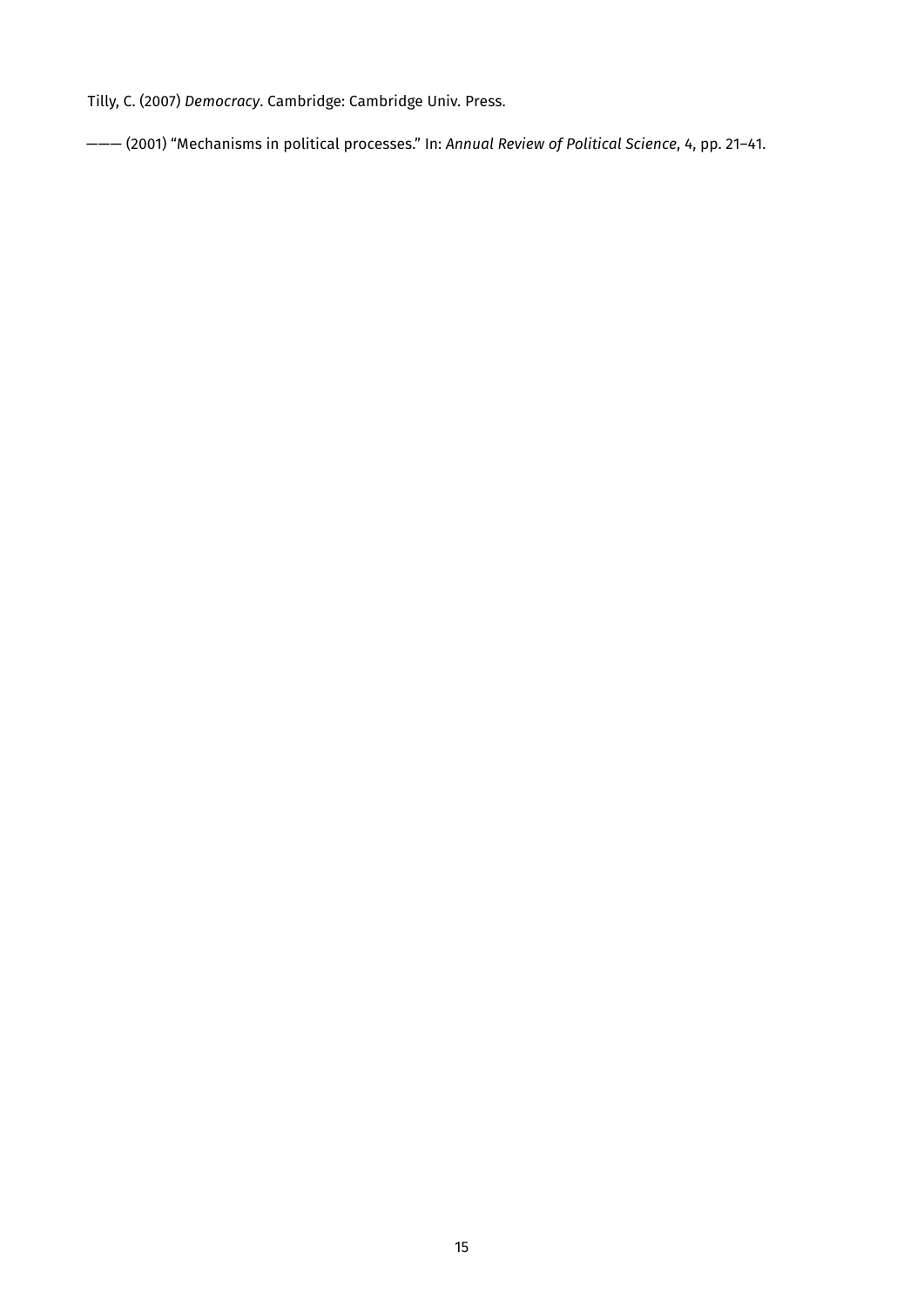Tilly, C. (2007) *Democracy*. Cambridge: Cambridge Univ. Press.

——— (2001) “Mechanisms in political processes.” In: *Annual Review of Political Science*, 4, pp. 21–41.